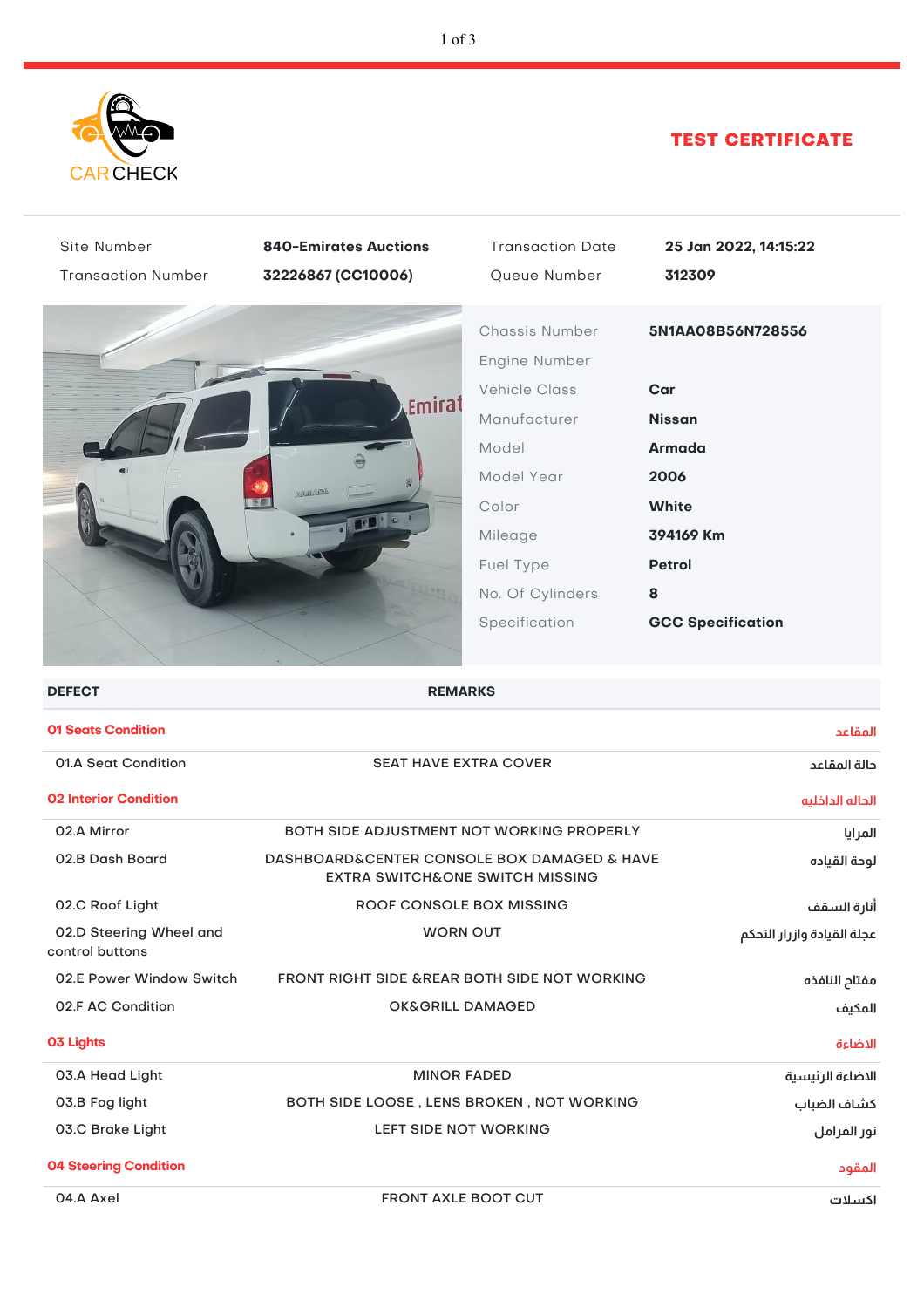CAR CHECK

# TEST CERTIFICATE

| | | | |
|---|---|---|---|
| Site Number | **840-Emirates Auctions** | Transaction Date | **25 Jan 2022, 14:15:22** |
| Transaction Number | **32226867 (CC10006)** | Queue Number | **312309** |

| | |
|---|---|
| Chassis Number | **5N1AA08B56N728556** |
| Engine Number | |
| Vehicle Class | **Car** |
| Manufacturer | **Nissan** |
| Model | **Armada** |
| Model Year | **2006** |
| Color | **White** |
| Mileage | **394169 Km** |
| Fuel Type | **Petrol** |
| No. Of Cylinders | **8** |
| Specification | **GCC Specification** |

| DEFECT | REMARKS | |
|---|---|---|
| **01 Seats Condition** | | **المقاعد** |
| 01.A Seat Condition | SEAT HAVE EXTRA COVER | حالة المقاعد |
| **02 Interior Condition** | | **الحالة الداخليه** |
| 02.A Mirror | BOTH SIDE ADJUSTMENT NOT WORKING PROPERLY | المرايا |
| 02.B Dash Board | DASHBOARD&CENTER CONSOLE BOX DAMAGED & HAVE EXTRA SWITCH&ONE SWITCH MISSING | لوحة القيادة |
| 02.C Roof Light | ROOF CONSOLE BOX MISSING | أنارة السقف |
| 02.D Steering Wheel and control buttons | WORN OUT | عجلة القيادة وازرار التحكم |
| 02.E Power Window Switch | FRONT RIGHT SIDE &REAR BOTH SIDE NOT WORKING | مفتاح النافذة |
| 02.F AC Condition | OK&GRILL DAMAGED | المكيف |
| **03 Lights** | | **الاضاءة** |
| 03.A Head Light | MINOR FADED | الاضاءة الرئيسية |
| 03.B Fog light | BOTH SIDE LOOSE , LENS BROKEN , NOT WORKING | كشاف الضباب |
| 03.C Brake Light | LEFT SIDE NOT WORKING | نور الفرامل |
| **04 Steering Condition** | | **المقود** |
| 04.A Axel | FRONT AXLE BOOT CUT | اكسلات |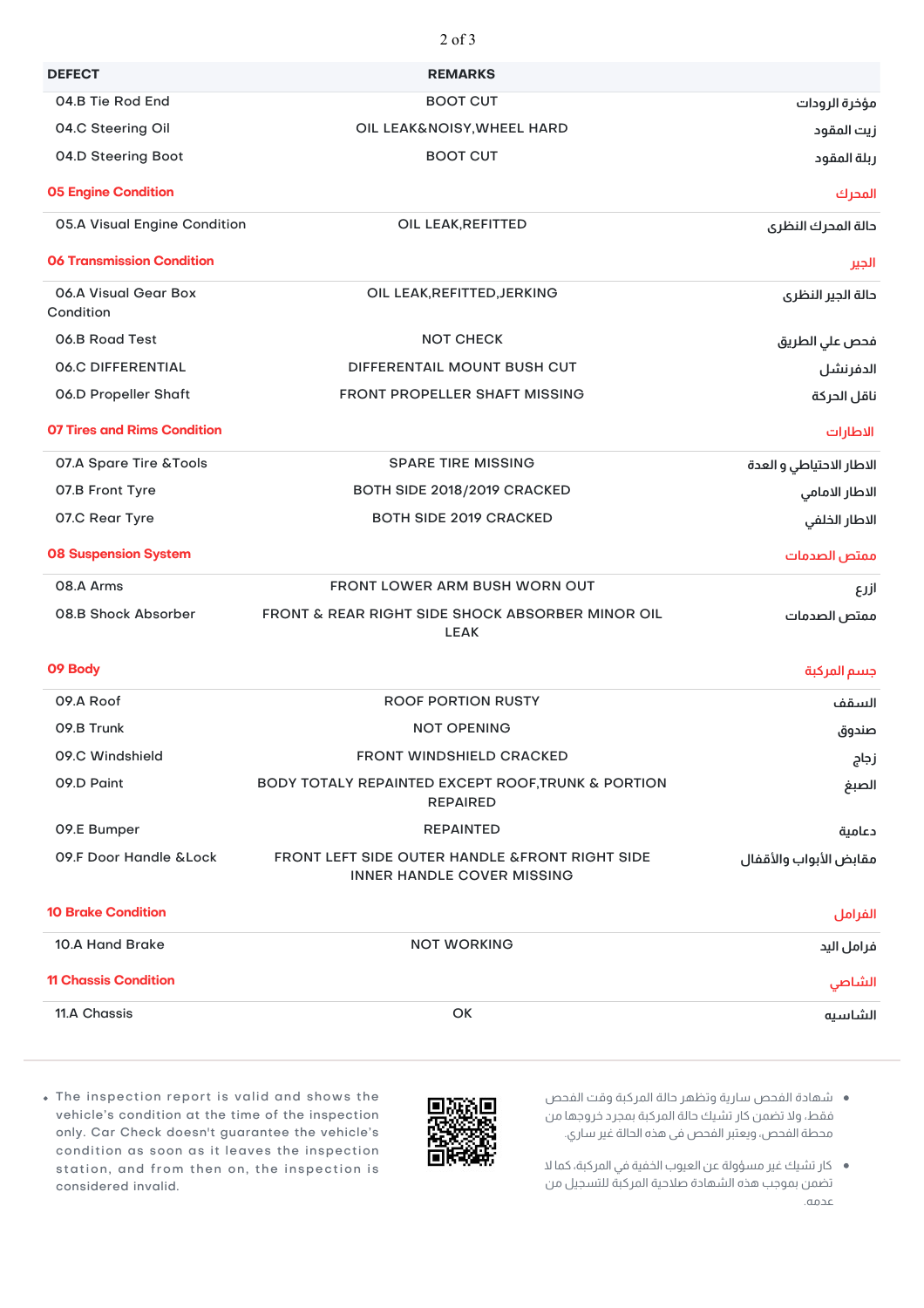| DEFECT | REMARKS | |
|---|---|---|
| 04.B Tie Rod End | BOOT CUT | مؤخرة الرودات |
| 04.C Steering Oil | OIL LEAK&NOISY,WHEEL HARD | زيت المقود |
| 04.D Steering Boot | BOOT CUT | ربلة المقود |
| **05 Engine Condition** | | **المحرك** |
| 05.A Visual Engine Condition | OIL LEAK,REFITTED | حالة المحرك النظرى |
| **06 Transmission Condition** | | **الجير** |
| 06.A Visual Gear Box Condition | OIL LEAK,REFITTED,JERKING | حالة الجير النظرى |
| 06.B Road Test | NOT CHECK | فحص علي الطريق |
| 06.C DIFFERENTIAL | DIFFERENTAIL MOUNT BUSH CUT | الدفرنشل |
| 06.D Propeller Shaft | FRONT PROPELLER SHAFT MISSING | ناقل الحركة |
| **07 Tires and Rims Condition** | | **الاطارات** |
| 07.A Spare Tire &Tools | SPARE TIRE MISSING | الاطار الاحتياطي و العدة |
| 07.B Front Tyre | BOTH SIDE 2018/2019 CRACKED | الاطار الامامي |
| 07.C Rear Tyre | BOTH SIDE 2019 CRACKED | الاطار الخلفي |
| **08 Suspension System** | | **ممتص الصدمات** |
| 08.A Arms | FRONT LOWER ARM BUSH WORN OUT | أزرع |
| 08.B Shock Absorber | FRONT & REAR RIGHT SIDE SHOCK ABSORBER MINOR OIL LEAK | ممتص الصدمات |
| **09 Body** | | **جسم المركبة** |
| 09.A Roof | ROOF PORTION RUSTY | السقف |
| 09.B Trunk | NOT OPENING | صندوق |
| 09.C Windshield | FRONT WINDSHIELD CRACKED | زجاج |
| 09.D Paint | BODY TOTALY REPAINTED EXCEPT ROOF,TRUNK & PORTION REPAIRED | الصبغ |
| 09.E Bumper | REPAINTED | دعامية |
| 09.F Door Handle &Lock | FRONT LEFT SIDE OUTER HANDLE &FRONT RIGHT SIDE INNER HANDLE COVER MISSING | مقابض الأبواب والأقفال |
| **10 Brake Condition** | | **الفرامل** |
| 10.A Hand Brake | NOT WORKING | فرامل اليد |
| **11 Chassis Condition** | | **الشاصي** |
| 11.A Chassis | OK | الشاسيه |

- The inspection report is valid and shows the vehicle's condition at the time of the inspection only. Car Check doesn't guarantee the vehicle's condition as soon as it leaves the inspection station, and from then on, the inspection is considered invalid.

- شهادة الفحص سارية وتظهر حالة المركبة وقت الفحص فقط، ولا تضمن كار تشيك حالة المركبة بمجرد خروجها من محطة الفحص، ويعتبر الفحص فى هذه الحالة غير ساري.
- كار تشيك غير مسؤولة عن العيوب الخفية في المركبة، كما لا تضمن بموجب هذه الشهادة صلاحية المركبة للتسجيل من عدمه.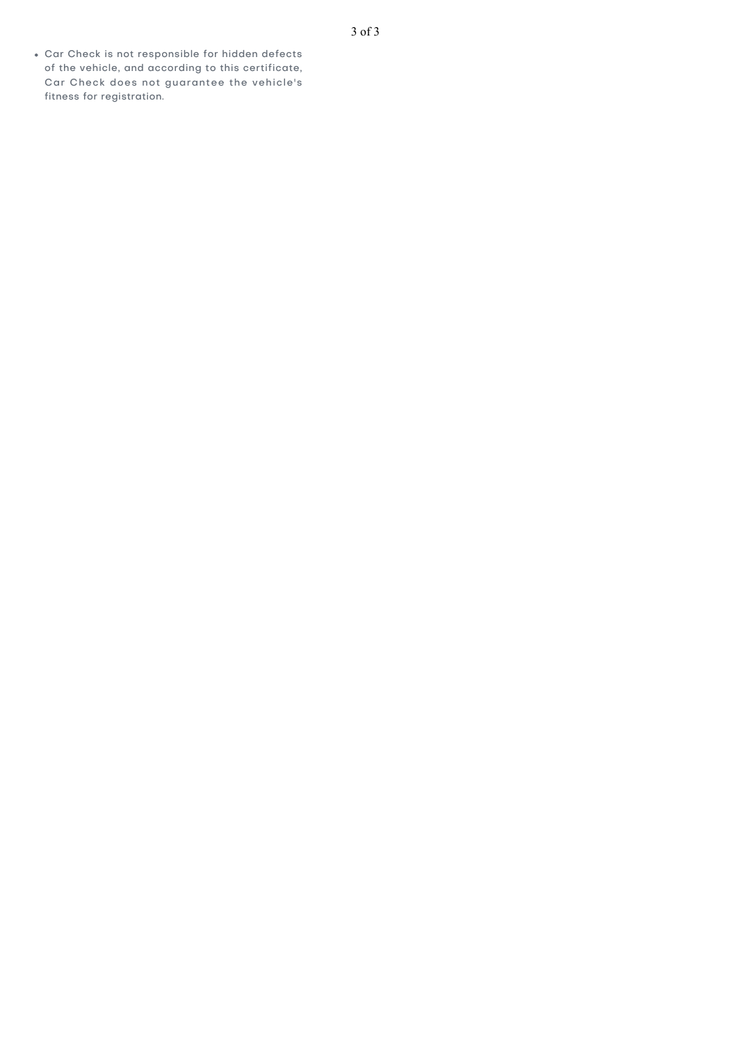- Car Check is not responsible for hidden defects of the vehicle, and according to this certificate, Car Check does not guarantee the vehicle's fitness for registration.